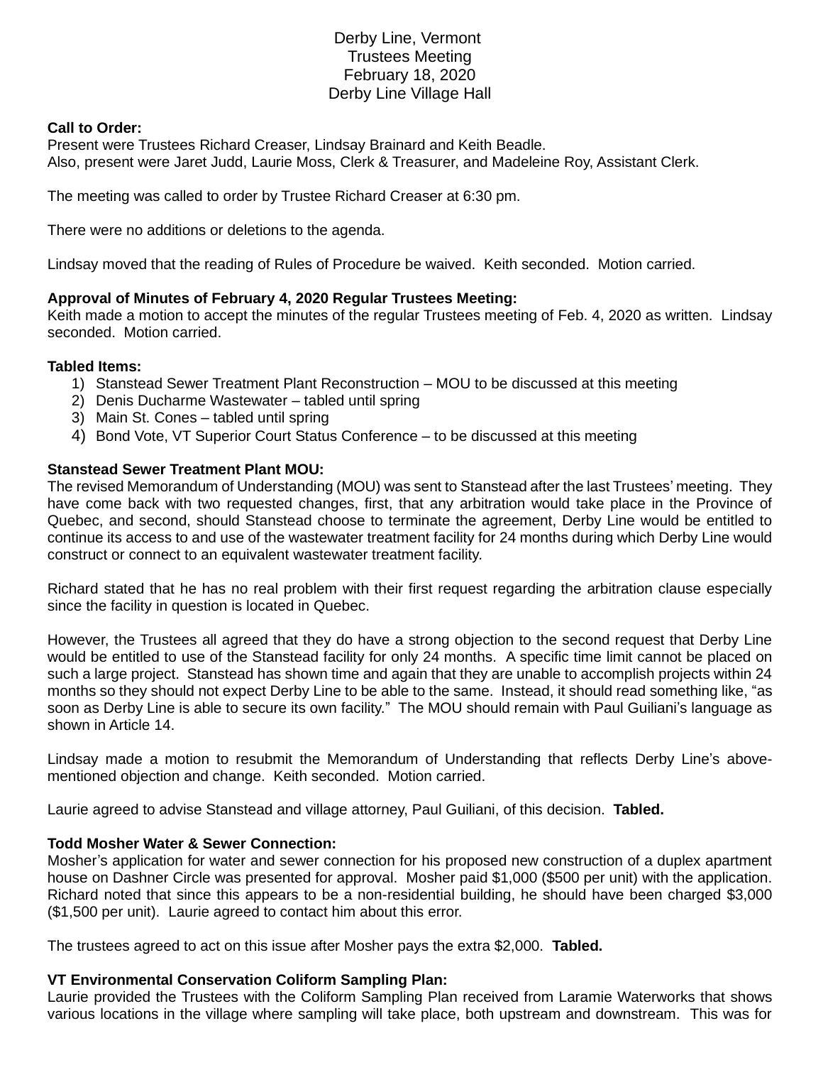# Derby Line, Vermont
## Trustees Meeting
## February 18, 2020
## Derby Line Village Hall

**Call to Order:**
Present were Trustees Richard Creaser, Lindsay Brainard and Keith Beadle.
Also, present were Jaret Judd, Laurie Moss, Clerk & Treasurer, and Madeleine Roy, Assistant Clerk.

The meeting was called to order by Trustee Richard Creaser at 6:30 pm.

There were no additions or deletions to the agenda.

Lindsay moved that the reading of Rules of Procedure be waived. Keith seconded. Motion carried.

**Approval of Minutes of February 4, 2020 Regular Trustees Meeting:**
Keith made a motion to accept the minutes of the regular Trustees meeting of Feb. 4, 2020 as written. Lindsay seconded. Motion carried.

**Tabled Items:**

1) Stanstead Sewer Treatment Plant Reconstruction – MOU to be discussed at this meeting
2) Denis Ducharme Wastewater – tabled until spring
3) Main St. Cones – tabled until spring
4) Bond Vote, VT Superior Court Status Conference – to be discussed at this meeting

**Stanstead Sewer Treatment Plant MOU:**
The revised Memorandum of Understanding (MOU) was sent to Stanstead after the last Trustees' meeting. They have come back with two requested changes, first, that any arbitration would take place in the Province of Quebec, and second, should Stanstead choose to terminate the agreement, Derby Line would be entitled to continue its access to and use of the wastewater treatment facility for 24 months during which Derby Line would construct or connect to an equivalent wastewater treatment facility.

Richard stated that he has no real problem with their first request regarding the arbitration clause especially since the facility in question is located in Quebec.

However, the Trustees all agreed that they do have a strong objection to the second request that Derby Line would be entitled to use of the Stanstead facility for only 24 months. A specific time limit cannot be placed on such a large project. Stanstead has shown time and again that they are unable to accomplish projects within 24 months so they should not expect Derby Line to be able to the same. Instead, it should read something like, "as soon as Derby Line is able to secure its own facility." The MOU should remain with Paul Guiliani's language as shown in Article 14.

Lindsay made a motion to resubmit the Memorandum of Understanding that reflects Derby Line's above-mentioned objection and change. Keith seconded. Motion carried.

Laurie agreed to advise Stanstead and village attorney, Paul Guiliani, of this decision. **Tabled.**

**Todd Mosher Water & Sewer Connection:**
Mosher's application for water and sewer connection for his proposed new construction of a duplex apartment house on Dashner Circle was presented for approval. Mosher paid $1,000 ($500 per unit) with the application. Richard noted that since this appears to be a non-residential building, he should have been charged $3,000 ($1,500 per unit). Laurie agreed to contact him about this error.

The trustees agreed to act on this issue after Mosher pays the extra $2,000. **Tabled.**

**VT Environmental Conservation Coliform Sampling Plan:**
Laurie provided the Trustees with the Coliform Sampling Plan received from Laramie Waterworks that shows various locations in the village where sampling will take place, both upstream and downstream. This was for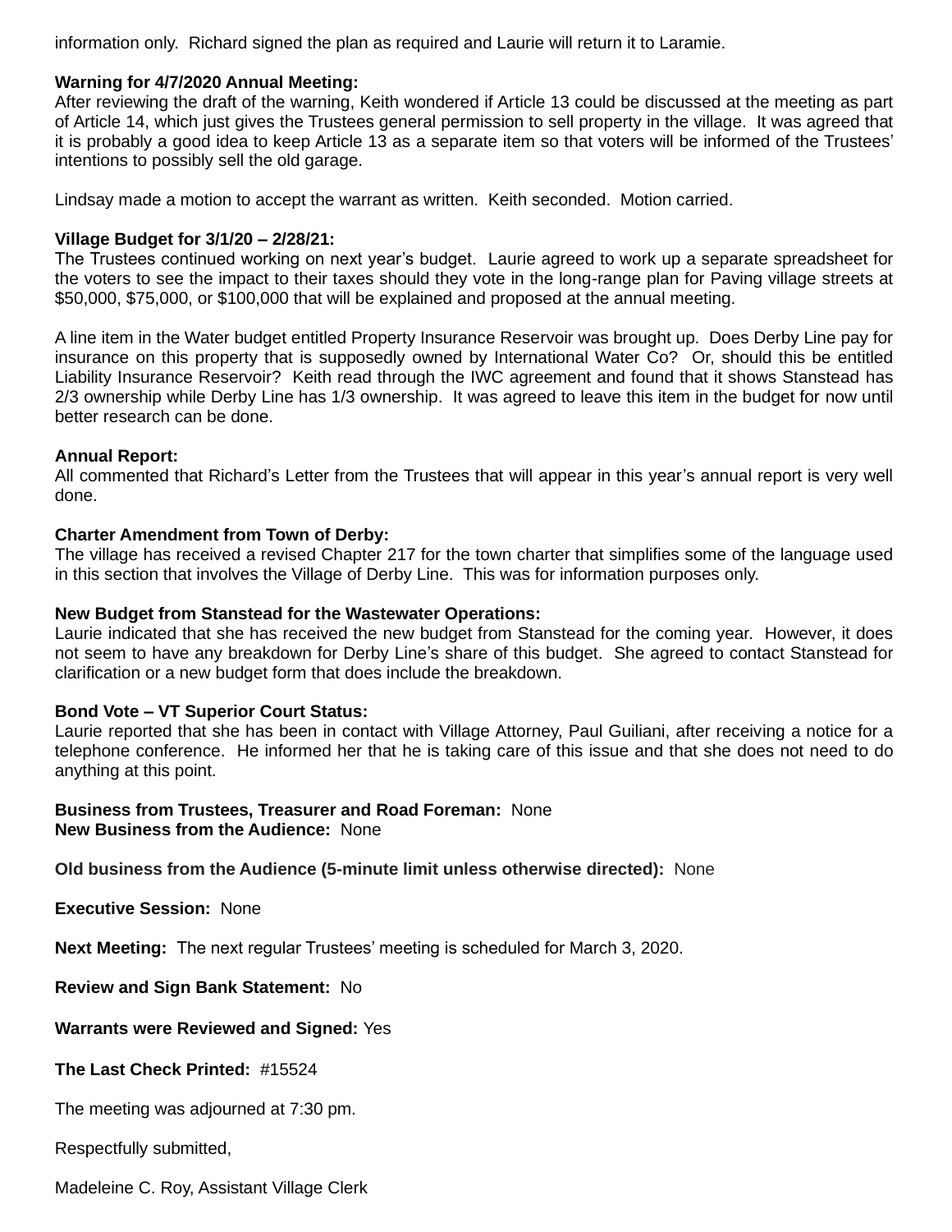information only. Richard signed the plan as required and Laurie will return it to Laramie.

**Warning for 4/7/2020 Annual Meeting:**
After reviewing the draft of the warning, Keith wondered if Article 13 could be discussed at the meeting as part of Article 14, which just gives the Trustees general permission to sell property in the village. It was agreed that it is probably a good idea to keep Article 13 as a separate item so that voters will be informed of the Trustees' intentions to possibly sell the old garage.

Lindsay made a motion to accept the warrant as written. Keith seconded. Motion carried.

**Village Budget for 3/1/20 – 2/28/21:**
The Trustees continued working on next year's budget. Laurie agreed to work up a separate spreadsheet for the voters to see the impact to their taxes should they vote in the long-range plan for Paving village streets at $50,000, $75,000, or $100,000 that will be explained and proposed at the annual meeting.

A line item in the Water budget entitled Property Insurance Reservoir was brought up. Does Derby Line pay for insurance on this property that is supposedly owned by International Water Co? Or, should this be entitled Liability Insurance Reservoir? Keith read through the IWC agreement and found that it shows Stanstead has 2/3 ownership while Derby Line has 1/3 ownership. It was agreed to leave this item in the budget for now until better research can be done.

**Annual Report:**
All commented that Richard's Letter from the Trustees that will appear in this year's annual report is very well done.

**Charter Amendment from Town of Derby:**
The village has received a revised Chapter 217 for the town charter that simplifies some of the language used in this section that involves the Village of Derby Line. This was for information purposes only.

**New Budget from Stanstead for the Wastewater Operations:**
Laurie indicated that she has received the new budget from Stanstead for the coming year. However, it does not seem to have any breakdown for Derby Line's share of this budget. She agreed to contact Stanstead for clarification or a new budget form that does include the breakdown.

**Bond Vote – VT Superior Court Status:**
Laurie reported that she has been in contact with Village Attorney, Paul Guiliani, after receiving a notice for a telephone conference. He informed her that he is taking care of this issue and that she does not need to do anything at this point.

**Business from Trustees, Treasurer and Road Foreman:** None
**New Business from the Audience:** None

**Old business from the Audience (5-minute limit unless otherwise directed):** None

**Executive Session:** None

**Next Meeting:** The next regular Trustees' meeting is scheduled for March 3, 2020.

**Review and Sign Bank Statement:** No

**Warrants were Reviewed and Signed:** Yes

**The Last Check Printed:** #15524

The meeting was adjourned at 7:30 pm.

Respectfully submitted,

Madeleine C. Roy, Assistant Village Clerk